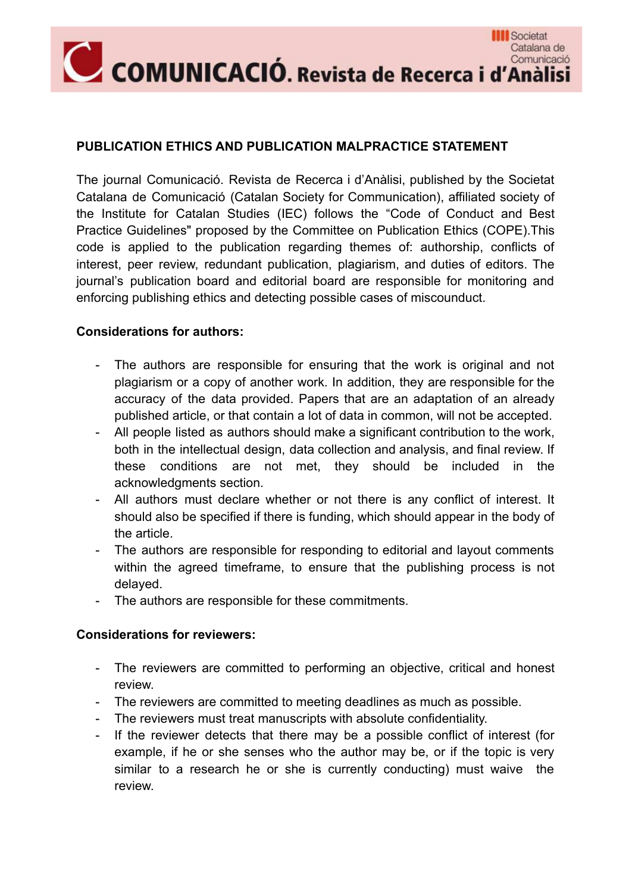## PUBLICATION ETHICS AND PUBLICATION MALPRACTICE STATEMENT

The journal Comunicació. Revista de Recerca i d'Anàlisi, published by the Societat Catalana de Comunicació (Catalan Society for Communication), affiliated society of the Institute for Catalan Studies (IEC) follows the "Code of Conduct and Best Practice Guidelines" proposed by the Committee on Publication Ethics (COPE).This code is applied to the publication regarding themes of: authorship, conflicts of interest, peer review, redundant publication, plagiarism, and duties of editors. The journal's publication board and editorial board are responsible for monitoring and enforcing publishing ethics and detecting possible cases of miscounduct.

**Considerations for authors:**

- The authors are responsible for ensuring that the work is original and not plagiarism or a copy of another work. In addition, they are responsible for the accuracy of the data provided. Papers that are an adaptation of an already published article, or that contain a lot of data in common, will not be accepted.
- All people listed as authors should make a significant contribution to the work, both in the intellectual design, data collection and analysis, and final review. If these conditions are not met, they should be included in the acknowledgments section.
- All authors must declare whether or not there is any conflict of interest. It should also be specified if there is funding, which should appear in the body of the article.
- The authors are responsible for responding to editorial and layout comments within the agreed timeframe, to ensure that the publishing process is not delayed.
- The authors are responsible for these commitments.

**Considerations for reviewers:**

- The reviewers are committed to performing an objective, critical and honest review.
- The reviewers are committed to meeting deadlines as much as possible.
- The reviewers must treat manuscripts with absolute confidentiality.
- If the reviewer detects that there may be a possible conflict of interest (for example, if he or she senses who the author may be, or if the topic is very similar to a research he or she is currently conducting) must waive the review.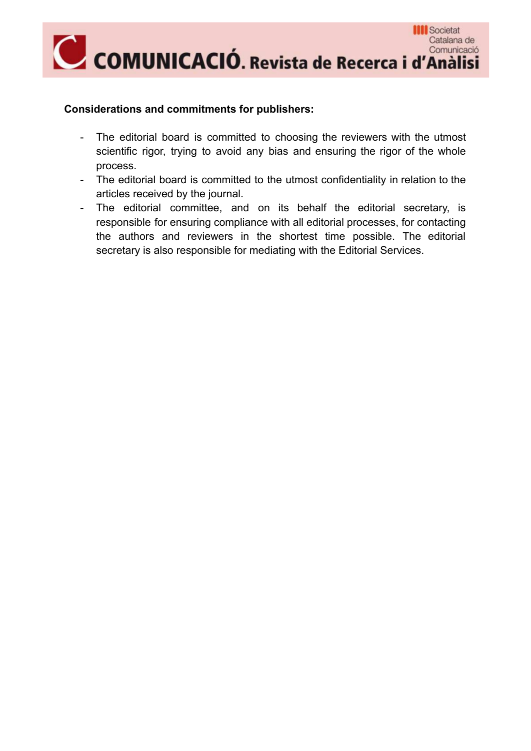**Considerations and commitments for publishers:**

- The editorial board is committed to choosing the reviewers with the utmost scientific rigor, trying to avoid any bias and ensuring the rigor of the whole process.
- The editorial board is committed to the utmost confidentiality in relation to the articles received by the journal.
- The editorial committee, and on its behalf the editorial secretary, is responsible for ensuring compliance with all editorial processes, for contacting the authors and reviewers in the shortest time possible. The editorial secretary is also responsible for mediating with the Editorial Services.